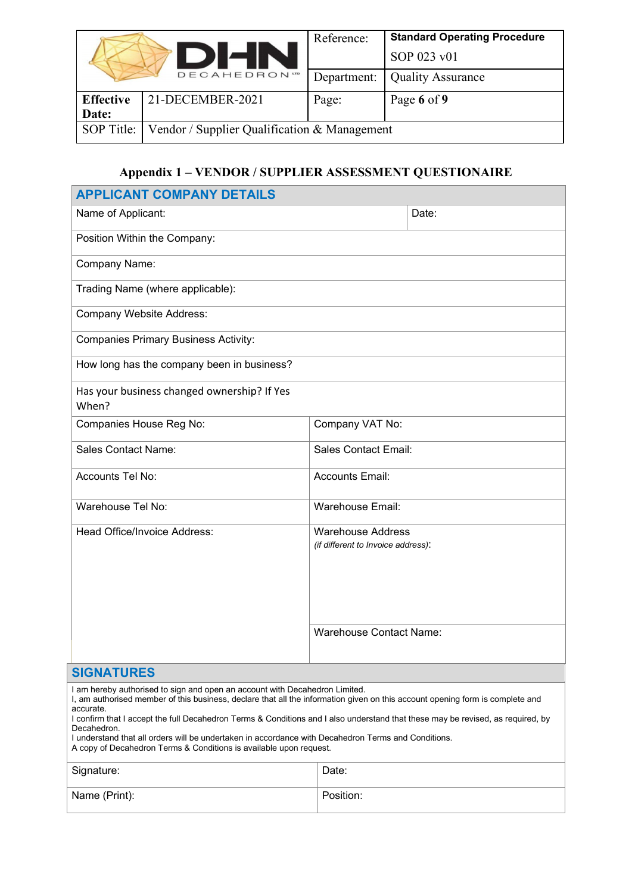| | Reference: | **Standard Operating Procedure** SOP 023 v01 |
|---|---|---|
| DHN DECAHEDRON LTD | Department: | Quality Assurance |
| **Effective Date:** 21-DECEMBER-2021 | Page: | Page **6** of **9** |
| SOP Title: | Vendor / Supplier Qualification & Management | |

## Appendix 1 – VENDOR / SUPPLIER ASSESSMENT QUESTIONAIRE

| **APPLICANT COMPANY DETAILS** | |
|---|---|
| Name of Applicant: | Date: |
| Position Within the Company: | |
| Company Name: | |
| Trading Name (where applicable): | |
| Company Website Address: | |
| Companies Primary Business Activity: | |
| How long has the company been in business? | |
| Has your business changed ownership? If Yes When? | |
| Companies House Reg No: | Company VAT No: |
| Sales Contact Name: | Sales Contact Email: |
| Accounts Tel No: | Accounts Email: |
| Warehouse Tel No: | Warehouse Email: |
| Head Office/Invoice Address: | Warehouse Address *(if different to Invoice address)*: |
| | Warehouse Contact Name: |

**SIGNATURES**

I am hereby authorised to sign and open an account with Decahedron Limited.
I, am authorised member of this business, declare that all the information given on this account opening form is complete and accurate.
I confirm that I accept the full Decahedron Terms & Conditions and I also understand that these may be revised, as required, by Decahedron.
I understand that all orders will be undertaken in accordance with Decahedron Terms and Conditions.
A copy of Decahedron Terms & Conditions is available upon request.

| Signature: | Date: |
|---|---|
| Name (Print): | Position: |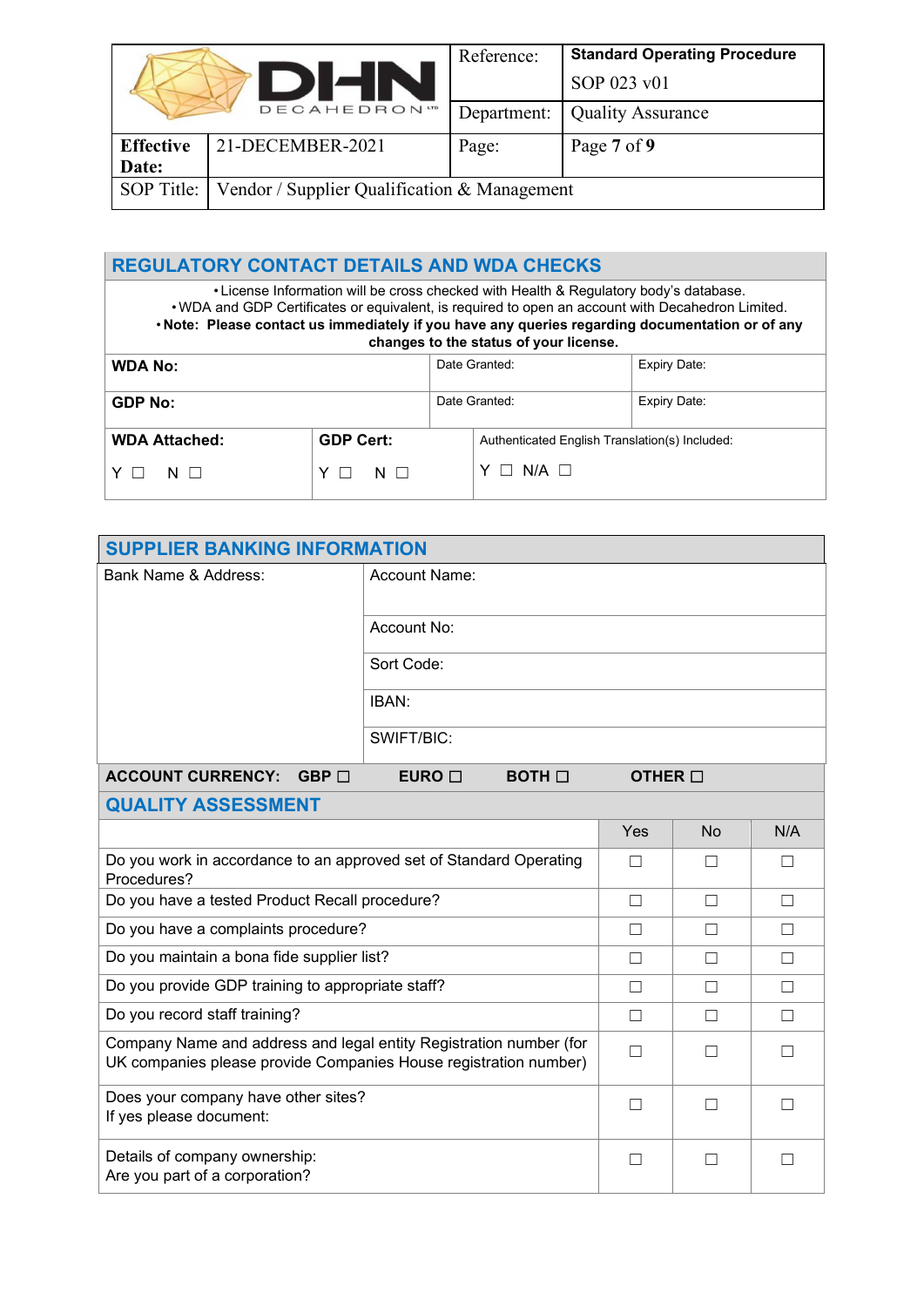## REGULATORY CONTACT DETAILS AND WDA CHECKS

- License Information will be cross checked with Health & Regulatory body's database.
- WDA and GDP Certificates or equivalent, is required to open an account with Decahedron Limited.
- **Note: Please contact us immediately if you have any queries regarding documentation or of any changes to the status of your license.**

| **WDA No:** | Date Granted: | Expiry Date: |
|---|---|---|
| **GDP No:** | Date Granted: | Expiry Date: |

| **WDA Attached:** | **GDP Cert:** | Authenticated English Translation(s) Included: |
|---|---|---|
| Y ☐ N ☐ | Y ☐ N ☐ | Y ☐ N/A ☐ |

## SUPPLIER BANKING INFORMATION

| Bank Name & Address: | Account Name: |
|---|---|
| | Account No: |
| | Sort Code: |
| | IBAN: |
| | SWIFT/BIC: |

**ACCOUNT CURRENCY: GBP ☐ EURO ☐ BOTH ☐ OTHER ☐**

## QUALITY ASSESSMENT

| | Yes | No | N/A |
|---|---|---|---|
| Do you work in accordance to an approved set of Standard Operating Procedures? | ☐ | ☐ | ☐ |
| Do you have a tested Product Recall procedure? | ☐ | ☐ | ☐ |
| Do you have a complaints procedure? | ☐ | ☐ | ☐ |
| Do you maintain a bona fide supplier list? | ☐ | ☐ | ☐ |
| Do you provide GDP training to appropriate staff? | ☐ | ☐ | ☐ |
| Do you record staff training? | ☐ | ☐ | ☐ |
| Company Name and address and legal entity Registration number (for UK companies please provide Companies House registration number) | ☐ | ☐ | ☐ |
| Does your company have other sites?<br>If yes please document: | ☐ | ☐ | ☐ |
| Details of company ownership:<br>Are you part of a corporation? | ☐ | ☐ | ☐ |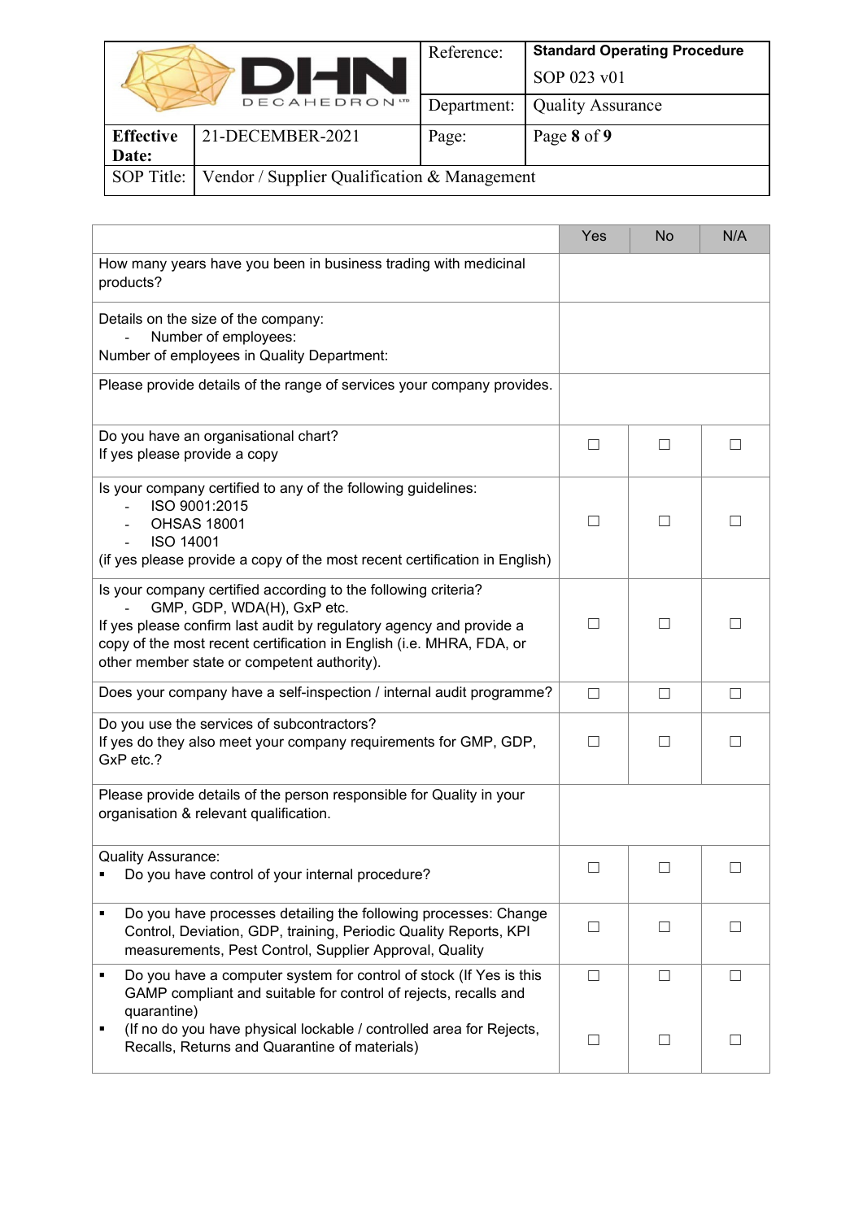| | Yes | No | N/A |
|---|---|---|---|
| How many years have you been in business trading with medicinal products? | | | |
| Details on the size of the company:<br>- Number of employees:<br>Number of employees in Quality Department: | | | |
| Please provide details of the range of services your company provides. | | | |
| Do you have an organisational chart?<br>If yes please provide a copy | ☐ | ☐ | ☐ |
| Is your company certified to any of the following guidelines:<br>- ISO 9001:2015<br>- OHSAS 18001<br>- ISO 14001<br>(if yes please provide a copy of the most recent certification in English) | ☐ | ☐ | ☐ |
| Is your company certified according to the following criteria?<br>- GMP, GDP, WDA(H), GxP etc.<br>If yes please confirm last audit by regulatory agency and provide a copy of the most recent certification in English (i.e. MHRA, FDA, or other member state or competent authority). | ☐ | ☐ | ☐ |
| Does your company have a self-inspection / internal audit programme? | ☐ | ☐ | ☐ |
| Do you use the services of subcontractors?<br>If yes do they also meet your company requirements for GMP, GDP, GxP etc.? | ☐ | ☐ | ☐ |
| Please provide details of the person responsible for Quality in your organisation & relevant qualification. | | | |
| Quality Assurance:<br>▪ Do you have control of your internal procedure? | ☐ | ☐ | ☐ |
| ▪ Do you have processes detailing the following processes: Change Control, Deviation, GDP, training, Periodic Quality Reports, KPI measurements, Pest Control, Supplier Approval, Quality | ☐ | ☐ | ☐ |
| ▪ Do you have a computer system for control of stock (If Yes is this GAMP compliant and suitable for control of rejects, recalls and quarantine) | ☐ | ☐ | ☐ |
| ▪ (If no do you have physical lockable / controlled area for Rejects, Recalls, Returns and Quarantine of materials) | ☐ | ☐ | ☐ |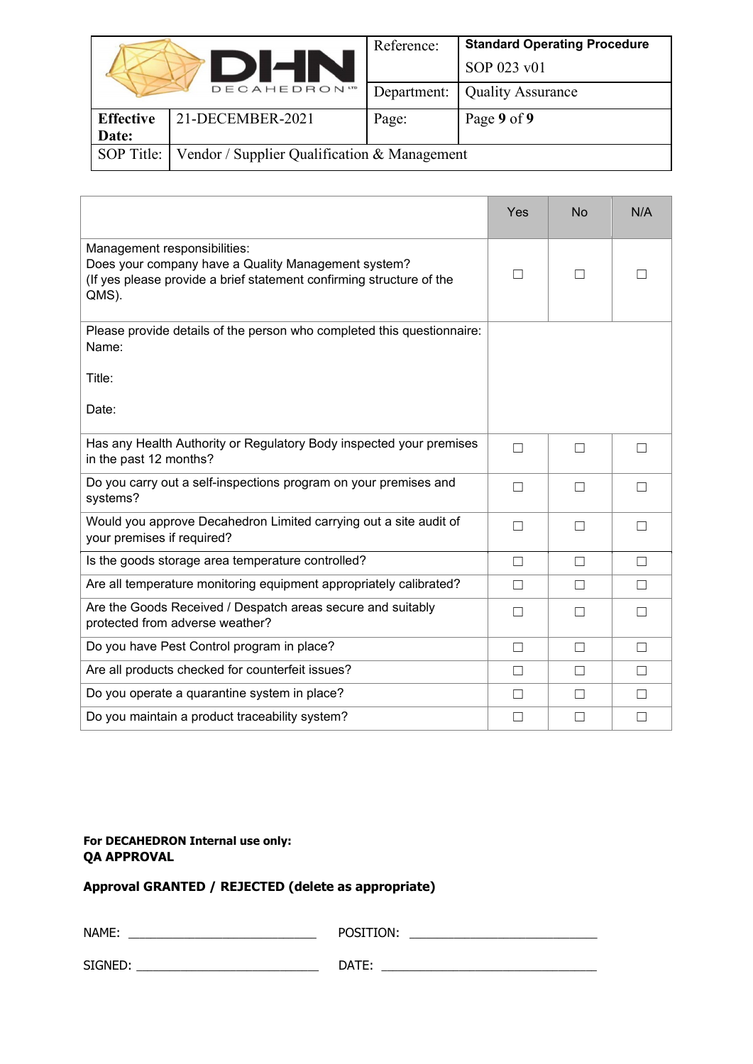| | Yes | No | N/A |
|---|---|---|---|
| Management responsibilities:<br>Does your company have a Quality Management system?<br>(If yes please provide a brief statement confirming structure of the QMS). | ☐ | ☐ | ☐ |
| Please provide details of the person who completed this questionnaire:<br>Name:<br><br>Title:<br><br>Date: | | | |
| Has any Health Authority or Regulatory Body inspected your premises in the past 12 months? | ☐ | ☐ | ☐ |
| Do you carry out a self-inspections program on your premises and systems? | ☐ | ☐ | ☐ |
| Would you approve Decahedron Limited carrying out a site audit of your premises if required? | ☐ | ☐ | ☐ |
| Is the goods storage area temperature controlled? | ☐ | ☐ | ☐ |
| Are all temperature monitoring equipment appropriately calibrated? | ☐ | ☐ | ☐ |
| Are the Goods Received / Despatch areas secure and suitably protected from adverse weather? | ☐ | ☐ | ☐ |
| Do you have Pest Control program in place? | ☐ | ☐ | ☐ |
| Are all products checked for counterfeit issues? | ☐ | ☐ | ☐ |
| Do you operate a quarantine system in place? | ☐ | ☐ | ☐ |
| Do you maintain a product traceability system? | ☐ | ☐ | ☐ |

**For DECAHEDRON Internal use only:**
**QA APPROVAL**

**Approval GRANTED / REJECTED (delete as appropriate)**

NAME: ____________________________ POSITION: ____________________________

SIGNED: ____________________________ DATE: ________________________________